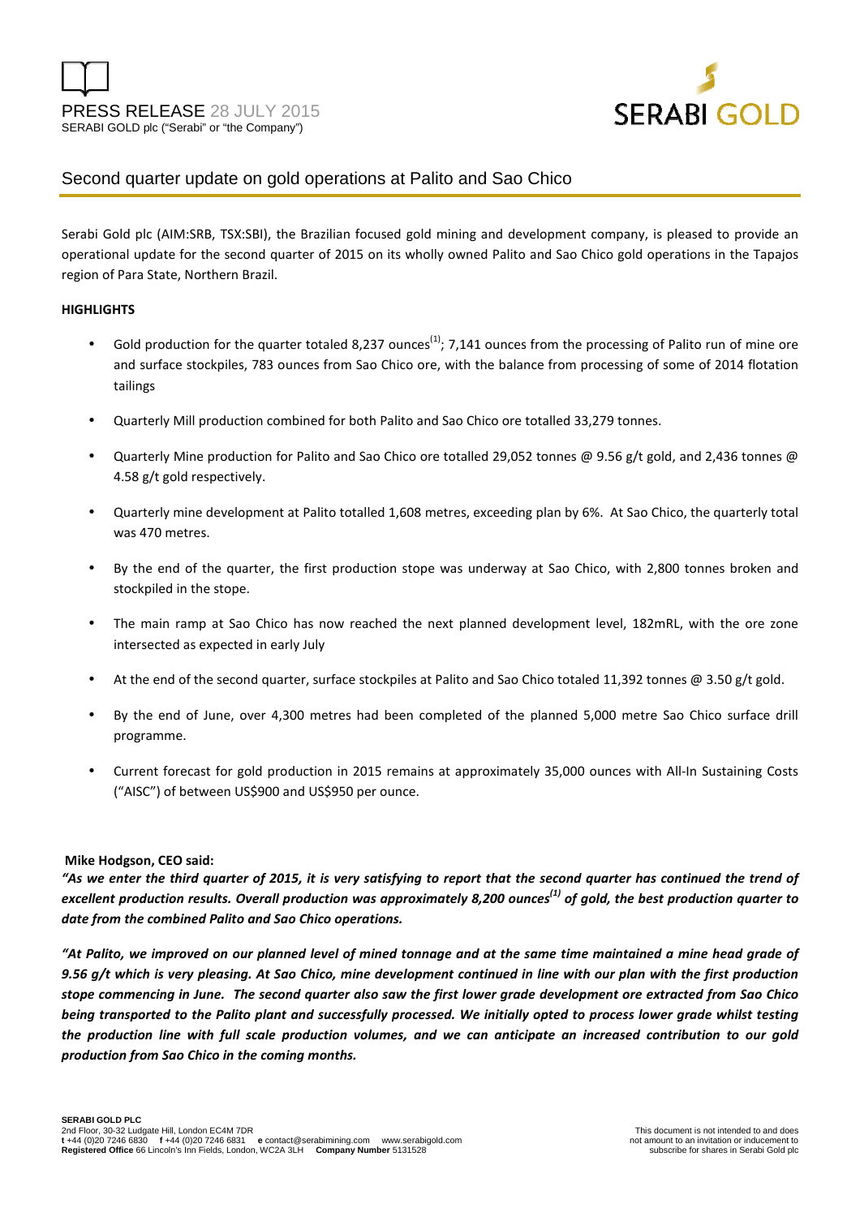PRESS RELEASE 28 JULY 2015
SERABI GOLD plc ("Serabi" or "the Company")

# Second quarter update on gold operations at Palito and Sao Chico

Serabi Gold plc (AIM:SRB, TSX:SBI), the Brazilian focused gold mining and development company, is pleased to provide an operational update for the second quarter of 2015 on its wholly owned Palito and Sao Chico gold operations in the Tapajos region of Para State, Northern Brazil.

**HIGHLIGHTS**

- Gold production for the quarter totaled 8,237 ounces[1]; 7,141 ounces from the processing of Palito run of mine ore and surface stockpiles, 783 ounces from Sao Chico ore, with the balance from processing of some of 2014 flotation tailings
- Quarterly Mill production combined for both Palito and Sao Chico ore totalled 33,279 tonnes.
- Quarterly Mine production for Palito and Sao Chico ore totalled 29,052 tonnes @ 9.56 g/t gold, and 2,436 tonnes @ 4.58 g/t gold respectively.
- Quarterly mine development at Palito totalled 1,608 metres, exceeding plan by 6%. At Sao Chico, the quarterly total was 470 metres.
- By the end of the quarter, the first production stope was underway at Sao Chico, with 2,800 tonnes broken and stockpiled in the stope.
- The main ramp at Sao Chico has now reached the next planned development level, 182mRL, with the ore zone intersected as expected in early July
- At the end of the second quarter, surface stockpiles at Palito and Sao Chico totaled 11,392 tonnes @ 3.50 g/t gold.
- By the end of June, over 4,300 metres had been completed of the planned 5,000 metre Sao Chico surface drill programme.
- Current forecast for gold production in 2015 remains at approximately 35,000 ounces with All-In Sustaining Costs ("AISC") of between US$900 and US$950 per ounce.

**Mike Hodgson, CEO said:**

***"As we enter the third quarter of 2015, it is very satisfying to report that the second quarter has continued the trend of excellent production results. Overall production was approximately 8,200 ounces[1] of gold, the best production quarter to date from the combined Palito and Sao Chico operations.***

***"At Palito, we improved on our planned level of mined tonnage and at the same time maintained a mine head grade of 9.56 g/t which is very pleasing. At Sao Chico, mine development continued in line with our plan with the first production stope commencing in June. The second quarter also saw the first lower grade development ore extracted from Sao Chico being transported to the Palito plant and successfully processed. We initially opted to process lower grade whilst testing the production line with full scale production volumes, and we can anticipate an increased contribution to our gold production from Sao Chico in the coming months.***

**SERABI GOLD PLC**
2nd Floor, 30-32 Ludgate Hill, London EC4M 7DR
**t** +44 (0)20 7246 6830 **f** +44 (0)20 7246 6831 **e** contact@serabimining.com www.serabigold.com
**Registered Office** 66 Lincoln's Inn Fields, London, WC2A 3LH **Company Number** 5131528

This document is not intended to and does not amount to an invitation or inducement to subscribe for shares in Serabi Gold plc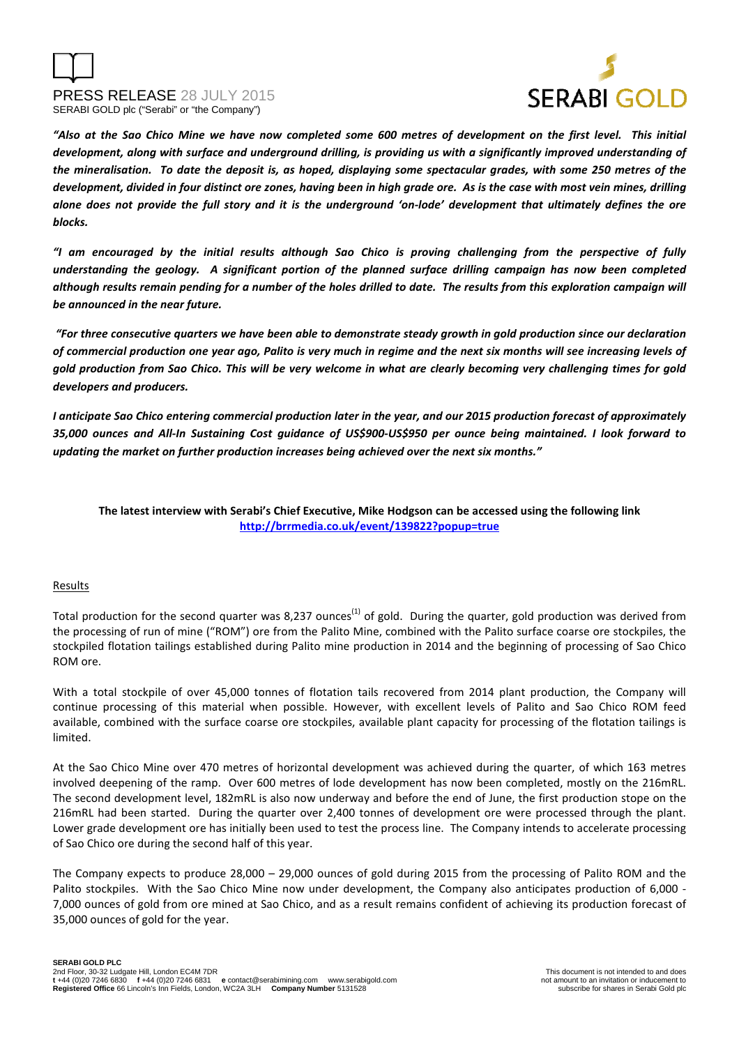***"Also at the Sao Chico Mine we have now completed some 600 metres of development on the first level. This initial development, along with surface and underground drilling, is providing us with a significantly improved understanding of the mineralisation. To date the deposit is, as hoped, displaying some spectacular grades, with some 250 metres of the development, divided in four distinct ore zones, having been in high grade ore. As is the case with most vein mines, drilling alone does not provide the full story and it is the underground 'on-lode' development that ultimately defines the ore blocks.***

***"I am encouraged by the initial results although Sao Chico is proving challenging from the perspective of fully understanding the geology. A significant portion of the planned surface drilling campaign has now been completed although results remain pending for a number of the holes drilled to date. The results from this exploration campaign will be announced in the near future.***

***"For three consecutive quarters we have been able to demonstrate steady growth in gold production since our declaration of commercial production one year ago, Palito is very much in regime and the next six months will see increasing levels of gold production from Sao Chico. This will be very welcome in what are clearly becoming very challenging times for gold developers and producers.***

***I anticipate Sao Chico entering commercial production later in the year, and our 2015 production forecast of approximately 35,000 ounces and All-In Sustaining Cost guidance of US$900-US$950 per ounce being maintained. I look forward to updating the market on further production increases being achieved over the next six months."***

**The latest interview with Serabi's Chief Executive, Mike Hodgson can be accessed using the following link**
**http://brrmedia.co.uk/event/139822?popup=true**

Results

Total production for the second quarter was 8,237 ounces[(1)] of gold. During the quarter, gold production was derived from the processing of run of mine ("ROM") ore from the Palito Mine, combined with the Palito surface coarse ore stockpiles, the stockpiled flotation tailings established during Palito mine production in 2014 and the beginning of processing of Sao Chico ROM ore.

With a total stockpile of over 45,000 tonnes of flotation tails recovered from 2014 plant production, the Company will continue processing of this material when possible. However, with excellent levels of Palito and Sao Chico ROM feed available, combined with the surface coarse ore stockpiles, available plant capacity for processing of the flotation tailings is limited.

At the Sao Chico Mine over 470 metres of horizontal development was achieved during the quarter, of which 163 metres involved deepening of the ramp. Over 600 metres of lode development has now been completed, mostly on the 216mRL. The second development level, 182mRL is also now underway and before the end of June, the first production stope on the 216mRL had been started. During the quarter over 2,400 tonnes of development ore were processed through the plant. Lower grade development ore has initially been used to test the process line. The Company intends to accelerate processing of Sao Chico ore during the second half of this year.

The Company expects to produce 28,000 – 29,000 ounces of gold during 2015 from the processing of Palito ROM and the Palito stockpiles. With the Sao Chico Mine now under development, the Company also anticipates production of 6,000 - 7,000 ounces of gold from ore mined at Sao Chico, and as a result remains confident of achieving its production forecast of 35,000 ounces of gold for the year.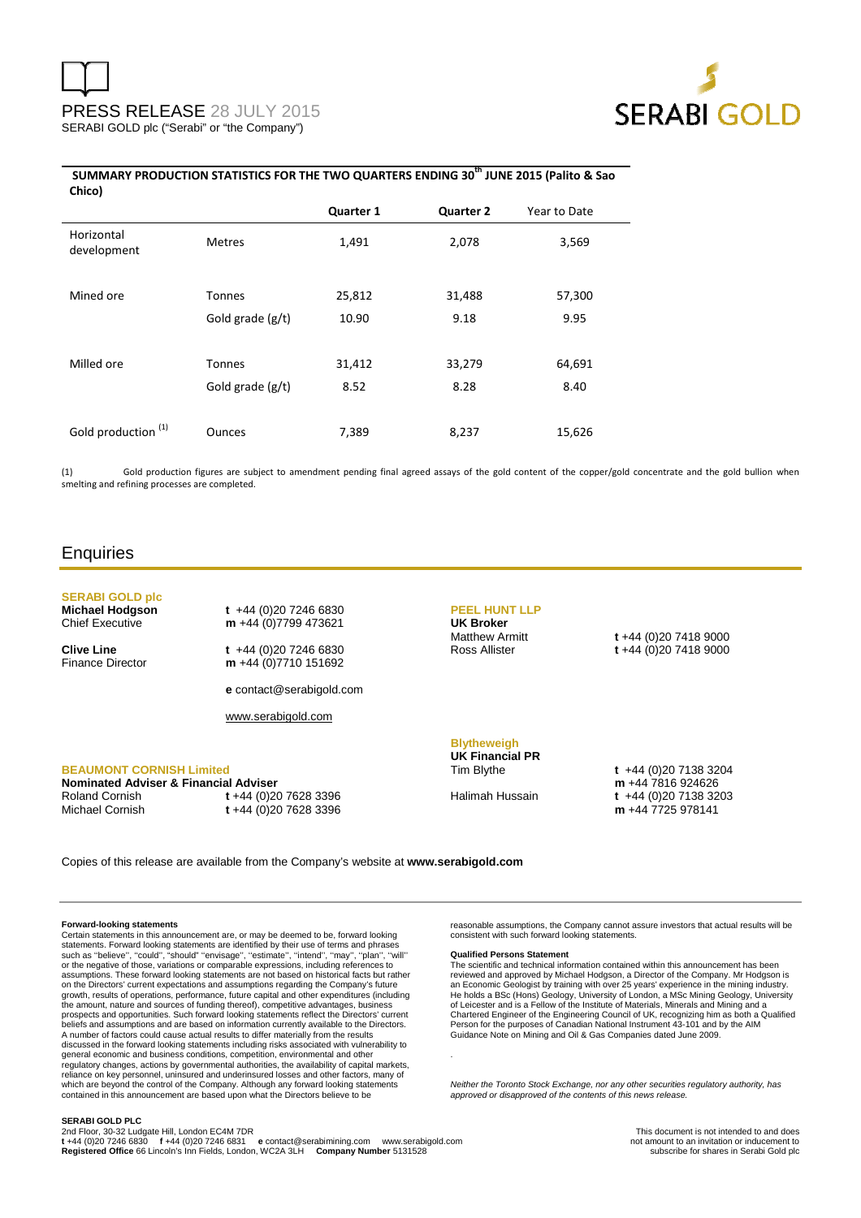# PRESS RELEASE 28 JULY 2015

SERABI GOLD plc ("Serabi" or "the Company")

**SUMMARY PRODUCTION STATISTICS FOR THE TWO QUARTERS ENDING 30th JUNE 2015 (Palito & Sao Chico)**

| | | Quarter 1 | Quarter 2 | Year to Date |
|---|---|---|---|---|
| Horizontal development | Metres | 1,491 | 2,078 | 3,569 |
| Mined ore | Tonnes | 25,812 | 31,488 | 57,300 |
| | Gold grade (g/t) | 10.90 | 9.18 | 9.95 |
| Milled ore | Tonnes | 31,412 | 33,279 | 64,691 |
| | Gold grade (g/t) | 8.52 | 8.28 | 8.40 |
| Gold production [(1)] | Ounces | 7,389 | 8,237 | 15,626 |

(1) Gold production figures are subject to amendment pending final agreed assays of the gold content of the copper/gold concentrate and the gold bullion when smelting and refining processes are completed.

## Enquiries

**SERABI GOLD plc**

**Michael Hodgson**
Chief Executive
**t** +44 (0)20 7246 6830
**m** +44 (0)7799 473621

**Clive Line**
Finance Director
**t** +44 (0)20 7246 6830
**m** +44 (0)7710 151692

**e** contact@serabigold.com

www.serabigold.com

**PEEL HUNT LLP**
**UK Broker**
Matthew Armitt **t** +44 (0)20 7418 9000
Ross Allister **t** +44 (0)20 7418 9000

**BEAUMONT CORNISH Limited**
**Nominated Adviser & Financial Adviser**
Roland Cornish **t** +44 (0)20 7628 3396
Michael Cornish **t** +44 (0)20 7628 3396

**Blytheweigh**
**UK Financial PR**
Tim Blythe **t** +44 (0)20 7138 3204 **m** +44 7816 924626
Halimah Hussain **t** +44 (0)20 7138 3203 **m** +44 7725 978141

Copies of this release are available from the Company's website at **www.serabigold.com**

**Forward-looking statements**

Certain statements in this announcement are, or may be deemed to be, forward looking statements. Forward looking statements are identified by their use of terms and phrases such as "believe", "could", "should" "envisage", "estimate", "intend", "may", "plan", "will" or the negative of those, variations or comparable expressions, including references to assumptions. These forward looking statements are not based on historical facts but rather on the Directors' current expectations and assumptions regarding the Company's future growth, results of operations, performance, future capital and other expenditures (including the amount, nature and sources of funding thereof), competitive advantages, business prospects and opportunities. Such forward looking statements reflect the Directors' current beliefs and assumptions and are based on information currently available to the Directors. A number of factors could cause actual results to differ materially from the results discussed in the forward looking statements including risks associated with vulnerability to general economic and business conditions, competition, environmental and other regulatory changes, actions by governmental authorities, the availability of capital markets, reliance on key personnel, uninsured and underinsured losses and other factors, many of which are beyond the control of the Company. Although any forward looking statements contained in this announcement are based upon what the Directors believe to be reasonable assumptions, the Company cannot assure investors that actual results will be consistent with such forward looking statements.

**Qualified Persons Statement**

The scientific and technical information contained within this announcement has been reviewed and approved by Michael Hodgson, a Director of the Company. Mr Hodgson is an Economic Geologist by training with over 25 years' experience in the mining industry. He holds a BSc (Hons) Geology, University of London, a MSc Mining Geology, University of Leicester and is a Fellow of the Institute of Materials, Minerals and Mining and a Chartered Engineer of the Engineering Council of UK, recognizing him as both a Qualified Person for the purposes of Canadian National Instrument 43-101 and by the AIM Guidance Note on Mining and Oil & Gas Companies dated June 2009.

*Neither the Toronto Stock Exchange, nor any other securities regulatory authority, has approved or disapproved of the contents of this news release.*

**SERABI GOLD PLC**
2nd Floor, 30-32 Ludgate Hill, London EC4M 7DR
**t** +44 (0)20 7246 6830 **f** +44 (0)20 7246 6831 **e** contact@serabimining.com www.serabigold.com
**Registered Office** 66 Lincoln's Inn Fields, London, WC2A 3LH **Company Number** 5131528

This document is not intended to and does not amount to an invitation or inducement to subscribe for shares in Serabi Gold plc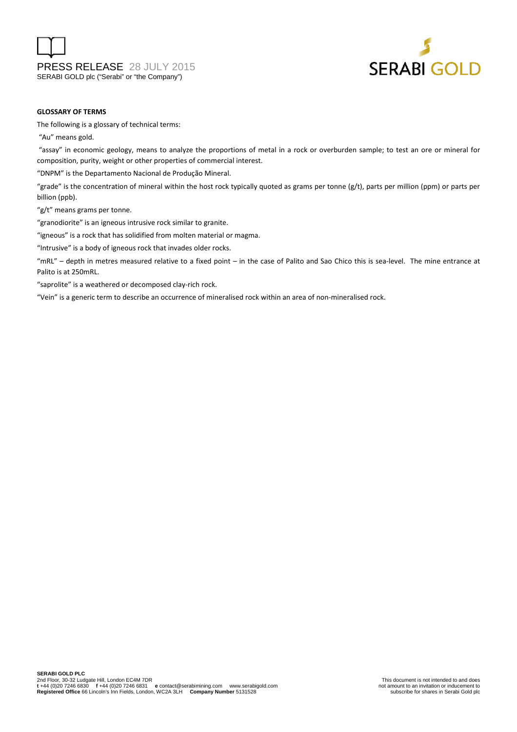**GLOSSARY OF TERMS**

The following is a glossary of technical terms:

"Au" means gold.

"assay" in economic geology, means to analyze the proportions of metal in a rock or overburden sample; to test an ore or mineral for composition, purity, weight or other properties of commercial interest.

"DNPM" is the Departamento Nacional de Produção Mineral.

"grade" is the concentration of mineral within the host rock typically quoted as grams per tonne (g/t), parts per million (ppm) or parts per billion (ppb).

"g/t" means grams per tonne.

"granodiorite" is an igneous intrusive rock similar to granite.

"igneous" is a rock that has solidified from molten material or magma.

"Intrusive" is a body of igneous rock that invades older rocks.

"mRL" – depth in metres measured relative to a fixed point – in the case of Palito and Sao Chico this is sea-level. The mine entrance at Palito is at 250mRL.

"saprolite" is a weathered or decomposed clay-rich rock.

"Vein" is a generic term to describe an occurrence of mineralised rock within an area of non-mineralised rock.